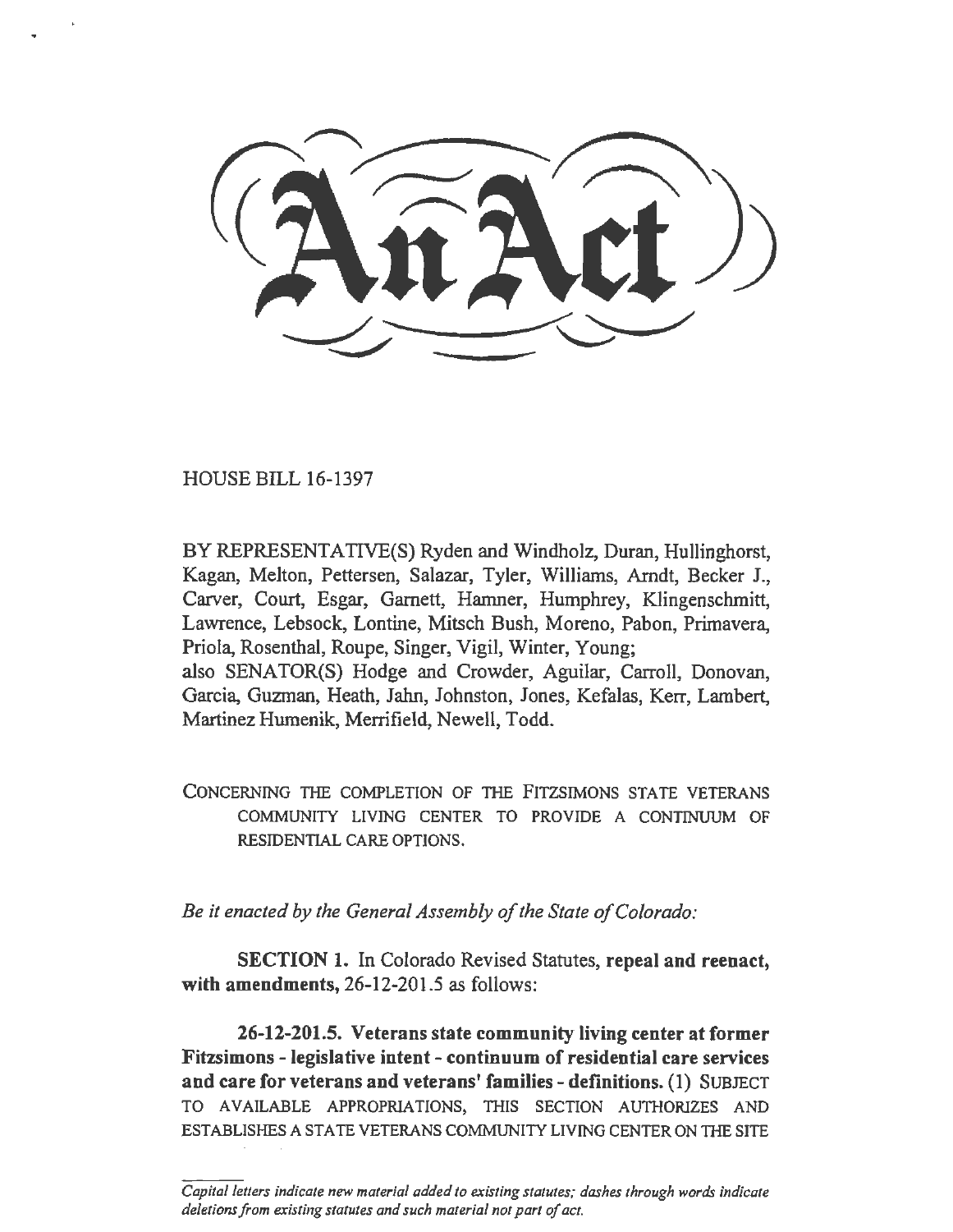# An Act

HOUSE BILL 16-1397

BY REPRESENTATIVE(S) Ryden and Windholz, Duran, Hullinghorst, Kagan, Melton, Pettersen, Salazar, Tyler, Williams, Arndt, Becker J., Carver, Court, Esgar, Garnett, Hamner, Humphrey, Klingenschmitt, Lawrence, Lebsock, Lontine, Mitsch Bush, Moreno, Pabon, Primavera, Priola, Rosenthal, Roupe, Singer, Vigil, Winter, Young;
also SENATOR(S) Hodge and Crowder, Aguilar, Carroll, Donovan, Garcia, Guzman, Heath, Jahn, Johnston, Jones, Kefalas, Kerr, Lambert, Martinez Humenik, Merrifield, Newell, Todd.

CONCERNING THE COMPLETION OF THE FITZSIMONS STATE VETERANS COMMUNITY LIVING CENTER TO PROVIDE A CONTINUUM OF RESIDENTIAL CARE OPTIONS.

*Be it enacted by the General Assembly of the State of Colorado:*

**SECTION 1.** In Colorado Revised Statutes, **repeal and reenact, with amendments,** 26-12-201.5 as follows:

**26-12-201.5. Veterans state community living center at former Fitzsimons - legislative intent - continuum of residential care services and care for veterans and veterans' families - definitions.** (1) SUBJECT TO AVAILABLE APPROPRIATIONS, THIS SECTION AUTHORIZES AND ESTABLISHES A STATE VETERANS COMMUNITY LIVING CENTER ON THE SITE

*Capital letters indicate new material added to existing statutes; dashes through words indicate deletions from existing statutes and such material not part of act.*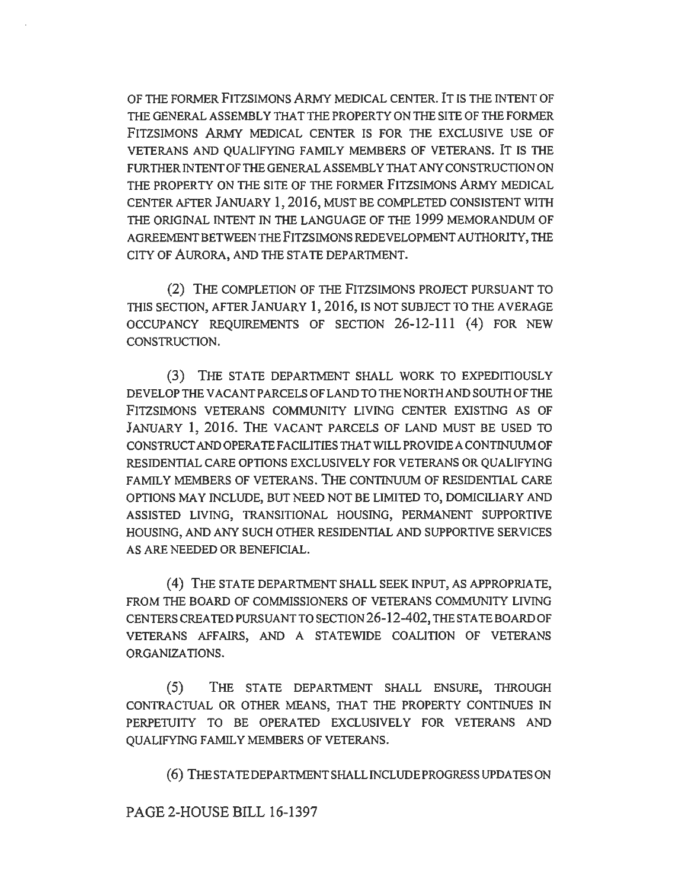OF THE FORMER FITZSIMONS ARMY MEDICAL CENTER. IT IS THE INTENT OF THE GENERAL ASSEMBLY THAT THE PROPERTY ON THE SITE OF THE FORMER FITZSIMONS ARMY MEDICAL CENTER IS FOR THE EXCLUSIVE USE OF VETERANS AND QUALIFYING FAMILY MEMBERS OF VETERANS. IT IS THE FURTHER INTENT OF THE GENERAL ASSEMBLY THAT ANY CONSTRUCTION ON THE PROPERTY ON THE SITE OF THE FORMER FITZSIMONS ARMY MEDICAL CENTER AFTER JANUARY 1, 2016, MUST BE COMPLETED CONSISTENT WITH THE ORIGINAL INTENT IN THE LANGUAGE OF THE 1999 MEMORANDUM OF AGREEMENT BETWEEN THE FITZSIMONS REDEVELOPMENT AUTHORITY, THE CITY OF AURORA, AND THE STATE DEPARTMENT.

(2) THE COMPLETION OF THE FITZSIMONS PROJECT PURSUANT TO THIS SECTION, AFTER JANUARY 1, 2016, IS NOT SUBJECT TO THE AVERAGE OCCUPANCY REQUIREMENTS OF SECTION 26-12-111 (4) FOR NEW CONSTRUCTION.

(3) THE STATE DEPARTMENT SHALL WORK TO EXPEDITIOUSLY DEVELOP THE VACANT PARCELS OF LAND TO THE NORTH AND SOUTH OF THE FITZSIMONS VETERANS COMMUNITY LIVING CENTER EXISTING AS OF JANUARY 1, 2016. THE VACANT PARCELS OF LAND MUST BE USED TO CONSTRUCT AND OPERATE FACILITIES THAT WILL PROVIDE A CONTINUUM OF RESIDENTIAL CARE OPTIONS EXCLUSIVELY FOR VETERANS OR QUALIFYING FAMILY MEMBERS OF VETERANS. THE CONTINUUM OF RESIDENTIAL CARE OPTIONS MAY INCLUDE, BUT NEED NOT BE LIMITED TO, DOMICILIARY AND ASSISTED LIVING, TRANSITIONAL HOUSING, PERMANENT SUPPORTIVE HOUSING, AND ANY SUCH OTHER RESIDENTIAL AND SUPPORTIVE SERVICES AS ARE NEEDED OR BENEFICIAL.

(4) THE STATE DEPARTMENT SHALL SEEK INPUT, AS APPROPRIATE, FROM THE BOARD OF COMMISSIONERS OF VETERANS COMMUNITY LIVING CENTERS CREATED PURSUANT TO SECTION 26-12-402, THE STATE BOARD OF VETERANS AFFAIRS, AND A STATEWIDE COALITION OF VETERANS ORGANIZATIONS.

(5) THE STATE DEPARTMENT SHALL ENSURE, THROUGH CONTRACTUAL OR OTHER MEANS, THAT THE PROPERTY CONTINUES IN PERPETUITY TO BE OPERATED EXCLUSIVELY FOR VETERANS AND QUALIFYING FAMILY MEMBERS OF VETERANS.

(6) THE STATE DEPARTMENT SHALL INCLUDE PROGRESS UPDATES ON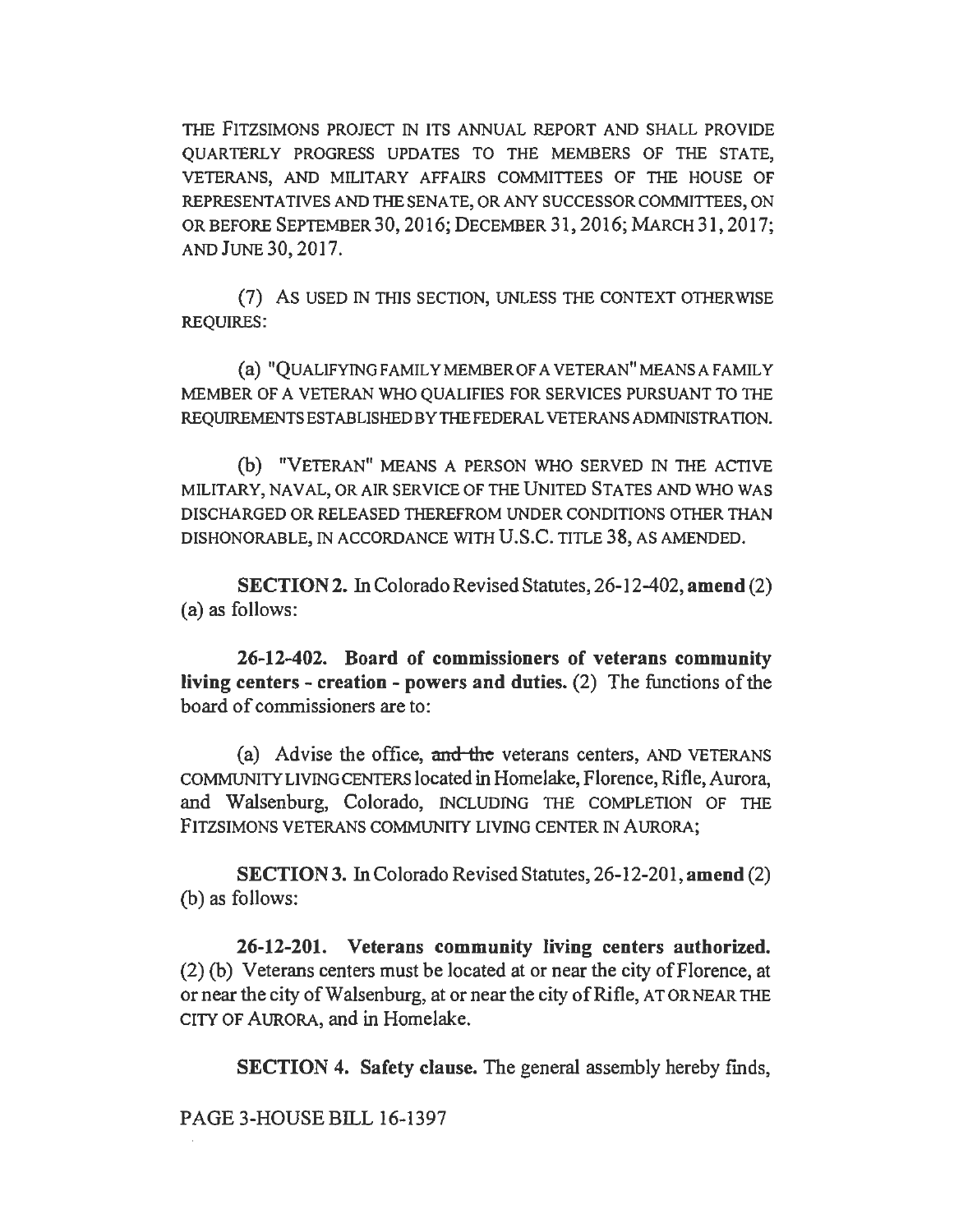THE FITZSIMONS PROJECT IN ITS ANNUAL REPORT AND SHALL PROVIDE QUARTERLY PROGRESS UPDATES TO THE MEMBERS OF THE STATE, VETERANS, AND MILITARY AFFAIRS COMMITTEES OF THE HOUSE OF REPRESENTATIVES AND THE SENATE, OR ANY SUCCESSOR COMMITTEES, ON OR BEFORE SEPTEMBER 30, 2016; DECEMBER 31, 2016; MARCH 31, 2017; AND JUNE 30, 2017.

(7) AS USED IN THIS SECTION, UNLESS THE CONTEXT OTHERWISE REQUIRES:

(a) "QUALIFYING FAMILY MEMBER OF A VETERAN" MEANS A FAMILY MEMBER OF A VETERAN WHO QUALIFIES FOR SERVICES PURSUANT TO THE REQUIREMENTS ESTABLISHED BY THE FEDERAL VETERANS ADMINISTRATION.

(b) "VETERAN" MEANS A PERSON WHO SERVED IN THE ACTIVE MILITARY, NAVAL, OR AIR SERVICE OF THE UNITED STATES AND WHO WAS DISCHARGED OR RELEASED THEREFROM UNDER CONDITIONS OTHER THAN DISHONORABLE, IN ACCORDANCE WITH U.S.C. TITLE 38, AS AMENDED.

**SECTION 2.** In Colorado Revised Statutes, 26-12-402, **amend** (2) (a) as follows:

**26-12-402. Board of commissioners of veterans community living centers - creation - powers and duties.** (2) The functions of the board of commissioners are to:

(a) Advise the office, ~~and the~~ veterans centers, AND VETERANS COMMUNITY LIVING CENTERS located in Homelake, Florence, Rifle, Aurora, and Walsenburg, Colorado, INCLUDING THE COMPLETION OF THE FITZSIMONS VETERANS COMMUNITY LIVING CENTER IN AURORA;

**SECTION 3.** In Colorado Revised Statutes, 26-12-201, **amend** (2) (b) as follows:

**26-12-201. Veterans community living centers authorized.** (2) (b) Veterans centers must be located at or near the city of Florence, at or near the city of Walsenburg, at or near the city of Rifle, AT OR NEAR THE CITY OF AURORA, and in Homelake.

**SECTION 4. Safety clause.** The general assembly hereby finds,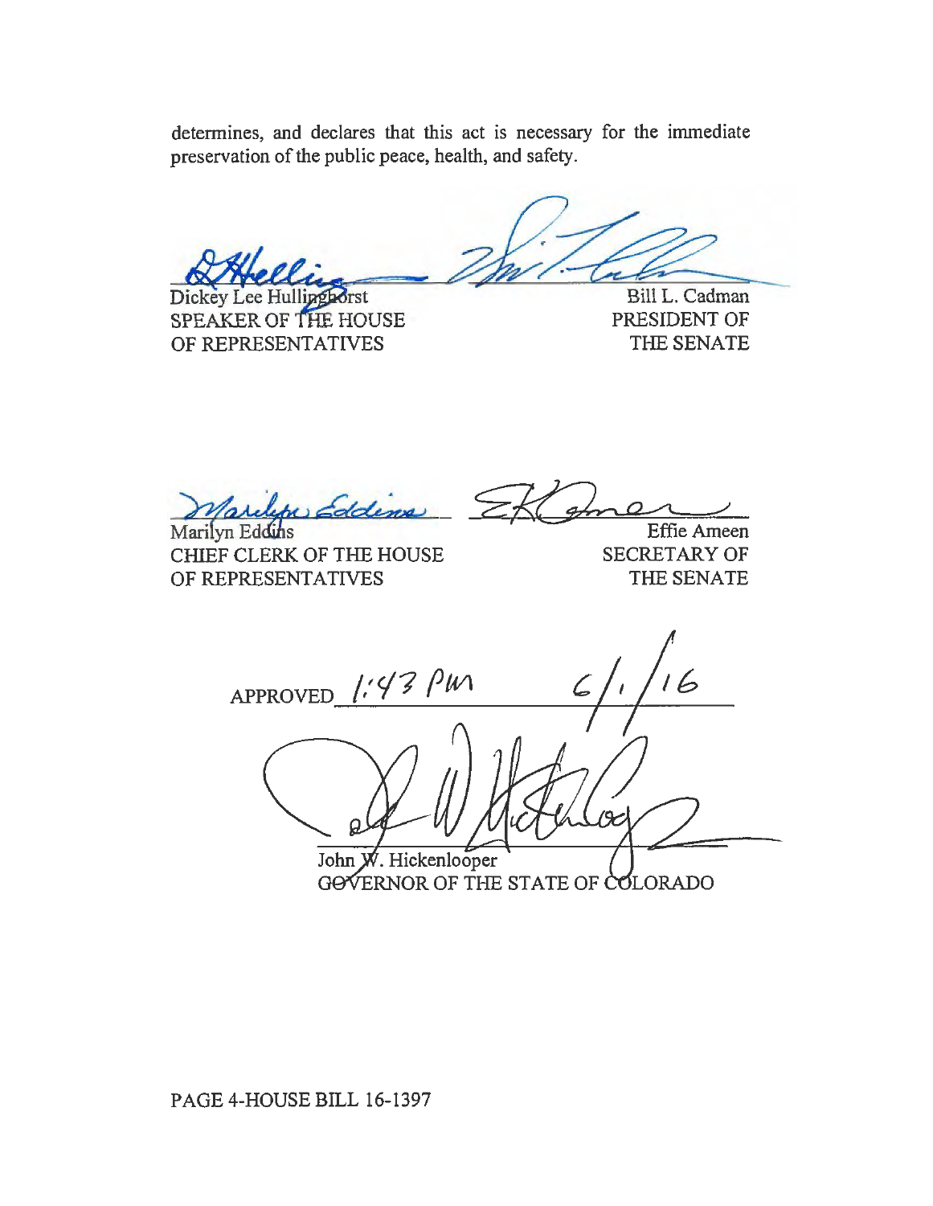determines, and declares that this act is necessary for the immediate preservation of the public peace, health, and safety.

Dickey Lee Hullinghorst
SPEAKER OF THE HOUSE
OF REPRESENTATIVES

Bill L. Cadman
PRESIDENT OF
THE SENATE

Marilyn Eddins
CHIEF CLERK OF THE HOUSE
OF REPRESENTATIVES

Effie Ameen
SECRETARY OF
THE SENATE

APPROVED 1:43 PM 6/1/16

John W. Hickenlooper
GOVERNOR OF THE STATE OF COLORADO

PAGE 4-HOUSE BILL 16-1397